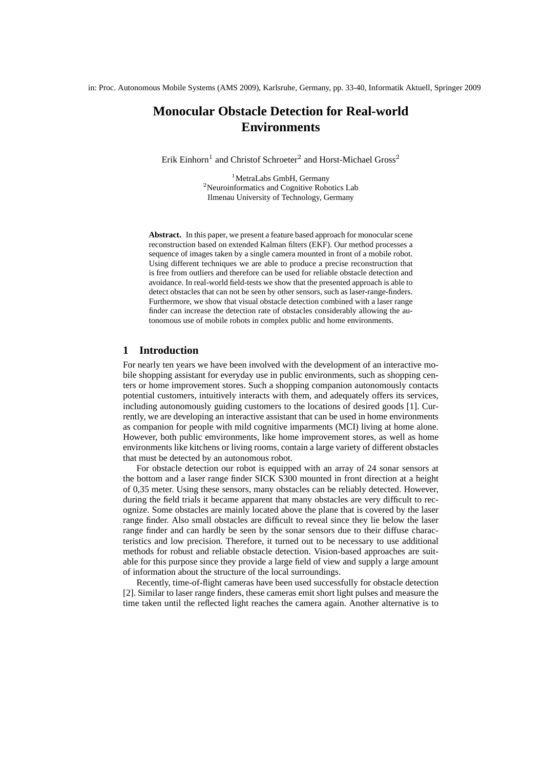in: Proc. Autonomous Mobile Systems (AMS 2009), Karlsruhe, Germany, pp. 33-40, Informatik Aktuell, Springer 2009

# Monocular Obstacle Detection for Real-world Environments

Erik Einhorn[1] and Christof Schroeter[2] and Horst-Michael Gross[2]

[1] MetraLabs GmbH, Germany
[2] Neuroinformatics and Cognitive Robotics Lab
Ilmenau University of Technology, Germany

**Abstract.** In this paper, we present a feature based approach for monocular scene reconstruction based on extended Kalman filters (EKF). Our method processes a sequence of images taken by a single camera mounted in front of a mobile robot. Using different techniques we are able to produce a precise reconstruction that is free from outliers and therefore can be used for reliable obstacle detection and avoidance. In real-world field-tests we show that the presented approach is able to detect obstacles that can not be seen by other sensors, such as laser-range-finders. Furthermore, we show that visual obstacle detection combined with a laser range finder can increase the detection rate of obstacles considerably allowing the autonomous use of mobile robots in complex public and home environments.

## 1 Introduction

For nearly ten years we have been involved with the development of an interactive mobile shopping assistant for everyday use in public environments, such as shopping centers or home improvement stores. Such a shopping companion autonomously contacts potential customers, intuitively interacts with them, and adequately offers its services, including autonomously guiding customers to the locations of desired goods [1]. Currently, we are developing an interactive assistant that can be used in home environments as companion for people with mild cognitive imparments (MCI) living at home alone. However, both public emvironments, like home improvement stores, as well as home environments like kitchens or living rooms, contain a large variety of different obstacles that must be detected by an autonomous robot.

For obstacle detection our robot is equipped with an array of 24 sonar sensors at the bottom and a laser range finder SICK S300 mounted in front direction at a height of 0,35 meter. Using these sensors, many obstacles can be reliably detected. However, during the field trials it became apparent that many obstacles are very difficult to recognize. Some obstacles are mainly located above the plane that is covered by the laser range finder. Also small obstacles are difficult to reveal since they lie below the laser range finder and can hardly be seen by the sonar sensors due to their diffuse characteristics and low precision. Therefore, it turned out to be necessary to use additional methods for robust and reliable obstacle detection. Vision-based approaches are suitable for this purpose since they provide a large field of view and supply a large amount of information about the structure of the local surroundings.

Recently, time-of-flight cameras have been used successfully for obstacle detection [2]. Similar to laser range finders, these cameras emit short light pulses and measure the time taken until the reflected light reaches the camera again. Another alternative is to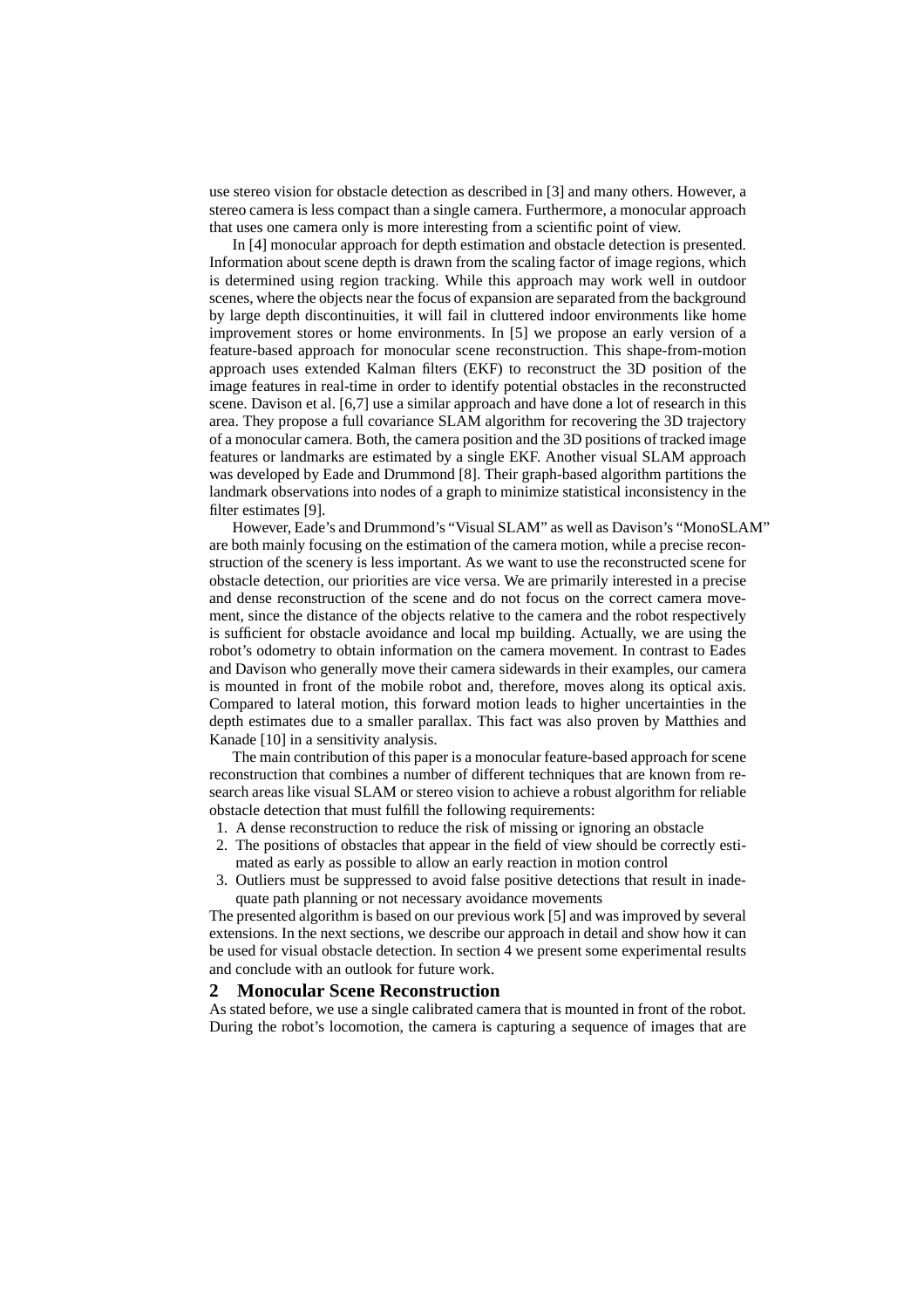use stereo vision for obstacle detection as described in [3] and many others. However, a stereo camera is less compact than a single camera. Furthermore, a monocular approach that uses one camera only is more interesting from a scientific point of view.

In [4] monocular approach for depth estimation and obstacle detection is presented. Information about scene depth is drawn from the scaling factor of image regions, which is determined using region tracking. While this approach may work well in outdoor scenes, where the objects near the focus of expansion are separated from the background by large depth discontinuities, it will fail in cluttered indoor environments like home improvement stores or home environments. In [5] we propose an early version of a feature-based approach for monocular scene reconstruction. This shape-from-motion approach uses extended Kalman filters (EKF) to reconstruct the 3D position of the image features in real-time in order to identify potential obstacles in the reconstructed scene. Davison et al. [6,7] use a similar approach and have done a lot of research in this area. They propose a full covariance SLAM algorithm for recovering the 3D trajectory of a monocular camera. Both, the camera position and the 3D positions of tracked image features or landmarks are estimated by a single EKF. Another visual SLAM approach was developed by Eade and Drummond [8]. Their graph-based algorithm partitions the landmark observations into nodes of a graph to minimize statistical inconsistency in the filter estimates [9].

However, Eade's and Drummond's "Visual SLAM" as well as Davison's "MonoSLAM" are both mainly focusing on the estimation of the camera motion, while a precise reconstruction of the scenery is less important. As we want to use the reconstructed scene for obstacle detection, our priorities are vice versa. We are primarily interested in a precise and dense reconstruction of the scene and do not focus on the correct camera movement, since the distance of the objects relative to the camera and the robot respectively is sufficient for obstacle avoidance and local mp building. Actually, we are using the robot's odometry to obtain information on the camera movement. In contrast to Eades and Davison who generally move their camera sidewards in their examples, our camera is mounted in front of the mobile robot and, therefore, moves along its optical axis. Compared to lateral motion, this forward motion leads to higher uncertainties in the depth estimates due to a smaller parallax. This fact was also proven by Matthies and Kanade [10] in a sensitivity analysis.

The main contribution of this paper is a monocular feature-based approach for scene reconstruction that combines a number of different techniques that are known from research areas like visual SLAM or stereo vision to achieve a robust algorithm for reliable obstacle detection that must fulfill the following requirements:

1. A dense reconstruction to reduce the risk of missing or ignoring an obstacle
2. The positions of obstacles that appear in the field of view should be correctly estimated as early as possible to allow an early reaction in motion control
3. Outliers must be suppressed to avoid false positive detections that result in inadequate path planning or not necessary avoidance movements

The presented algorithm is based on our previous work [5] and was improved by several extensions. In the next sections, we describe our approach in detail and show how it can be used for visual obstacle detection. In section 4 we present some experimental results and conclude with an outlook for future work.

## 2 Monocular Scene Reconstruction

As stated before, we use a single calibrated camera that is mounted in front of the robot. During the robot's locomotion, the camera is capturing a sequence of images that are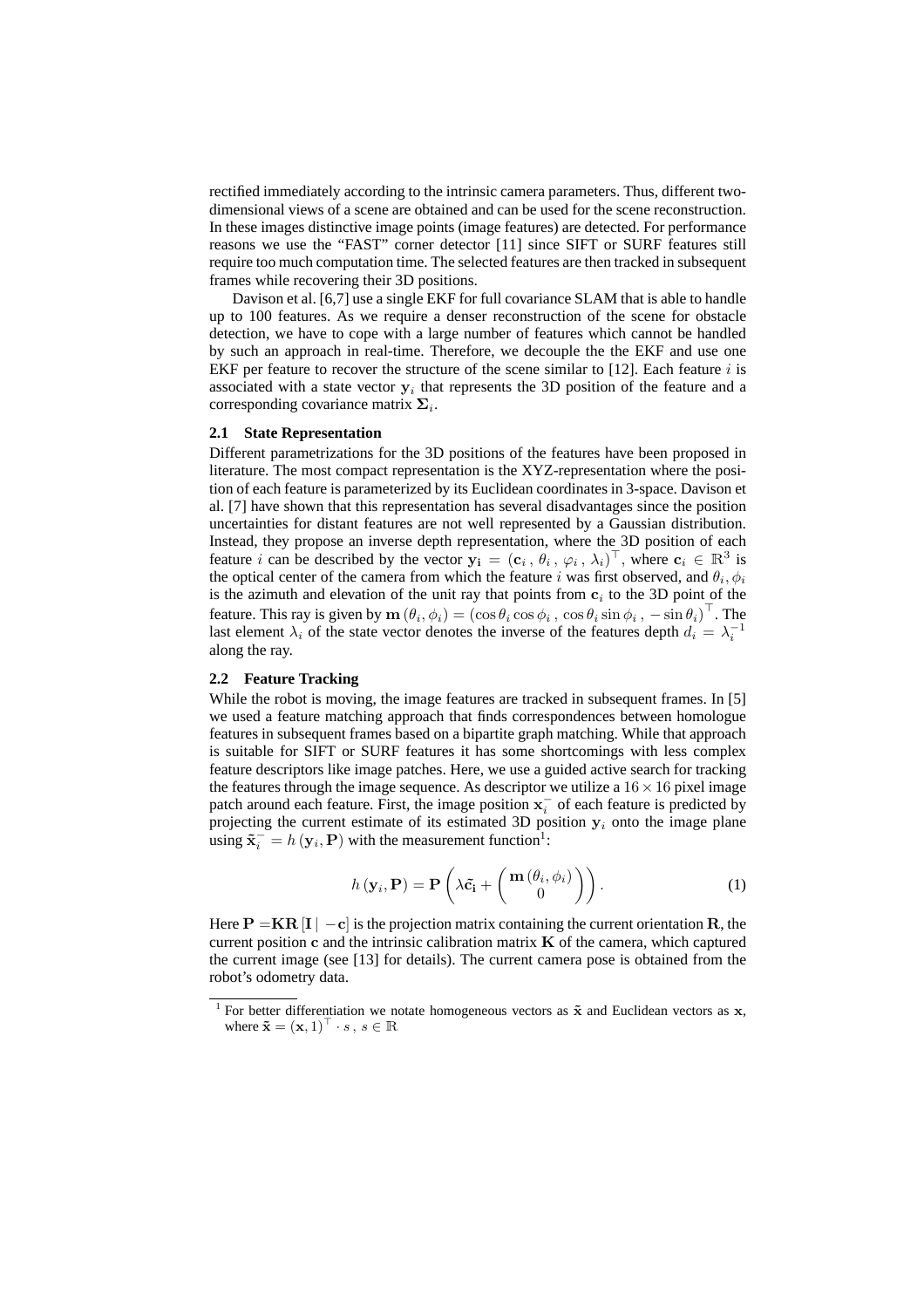rectified immediately according to the intrinsic camera parameters. Thus, different two-dimensional views of a scene are obtained and can be used for the scene reconstruction. In these images distinctive image points (image features) are detected. For performance reasons we use the "FAST" corner detector [11] since SIFT or SURF features still require too much computation time. The selected features are then tracked in subsequent frames while recovering their 3D positions.

Davison et al. [6,7] use a single EKF for full covariance SLAM that is able to handle up to 100 features. As we require a denser reconstruction of the scene for obstacle detection, we have to cope with a large number of features which cannot be handled by such an approach in real-time. Therefore, we decouple the the EKF and use one EKF per feature to recover the structure of the scene similar to [12]. Each feature $i$ is associated with a state vector $\mathbf{y}_i$ that represents the 3D position of the feature and a corresponding covariance matrix $\mathbf{\Sigma}_i$.

### 2.1 State Representation

Different parametrizations for the 3D positions of the features have been proposed in literature. The most compact representation is the XYZ-representation where the position of each feature is parameterized by its Euclidean coordinates in 3-space. Davison et al. [7] have shown that this representation has several disadvantages since the position uncertainties for distant features are not well represented by a Gaussian distribution. Instead, they propose an inverse depth representation, where the 3D position of each feature $i$ can be described by the vector $\mathbf{y_i} = (\mathbf{c}_i\,,\,\theta_i\,,\,\varphi_i\,,\,\lambda_i)^\top$, where $\mathbf{c}_i \in \mathbb{R}^3$ is the optical center of the camera from which the feature $i$ was first observed, and $\theta_i, \phi_i$ is the azimuth and elevation of the unit ray that points from $\mathbf{c}_i$ to the 3D point of the feature. This ray is given by $\mathbf{m}\left(\theta_i, \phi_i\right) = \left(\cos\theta_i \cos\phi_i\,,\,\cos\theta_i \sin\phi_i\,,\,-\sin\theta_i\right)^\top$. The last element $\lambda_i$ of the state vector denotes the inverse of the features depth $d_i = \lambda_i^{-1}$ along the ray.

### 2.2 Feature Tracking

While the robot is moving, the image features are tracked in subsequent frames. In [5] we used a feature matching approach that finds correspondences between homologue features in subsequent frames based on a bipartite graph matching. While that approach is suitable for SIFT or SURF features it has some shortcomings with less complex feature descriptors like image patches. Here, we use a guided active search for tracking the features through the image sequence. As descriptor we utilize a $16 \times 16$ pixel image patch around each feature. First, the image position $\mathbf{x}_i^-$ of each feature is predicted by projecting the current estimate of its estimated 3D position $\mathbf{y}_i$ onto the image plane using $\tilde{\mathbf{x}}_i^- = h\left(\mathbf{y}_i, \mathbf{P}\right)$ with the measurement function[1]:

$$h\left(\mathbf{y}_i, \mathbf{P}\right) = \mathbf{P}\left(\lambda\tilde{\mathbf{c}}_\mathbf{i} + \begin{pmatrix} \mathbf{m}\left(\theta_i, \phi_i\right) \\ 0 \end{pmatrix}\right). \tag{1}$$

Here $\mathbf{P} = \mathbf{KR}\left[\mathbf{I} \mid -\mathbf{c}\right]$ is the projection matrix containing the current orientation $\mathbf{R}$, the current position $\mathbf{c}$ and the intrinsic calibration matrix $\mathbf{K}$ of the camera, which captured the current image (see [13] for details). The current camera pose is obtained from the robot's odometry data.

---

[1] For better differentiation we notate homogeneous vectors as $\tilde{\mathbf{x}}$ and Euclidean vectors as $\mathbf{x}$, where $\tilde{\mathbf{x}} = (\mathbf{x}, 1)^\top \cdot s\,,\, s \in \mathbb{R}$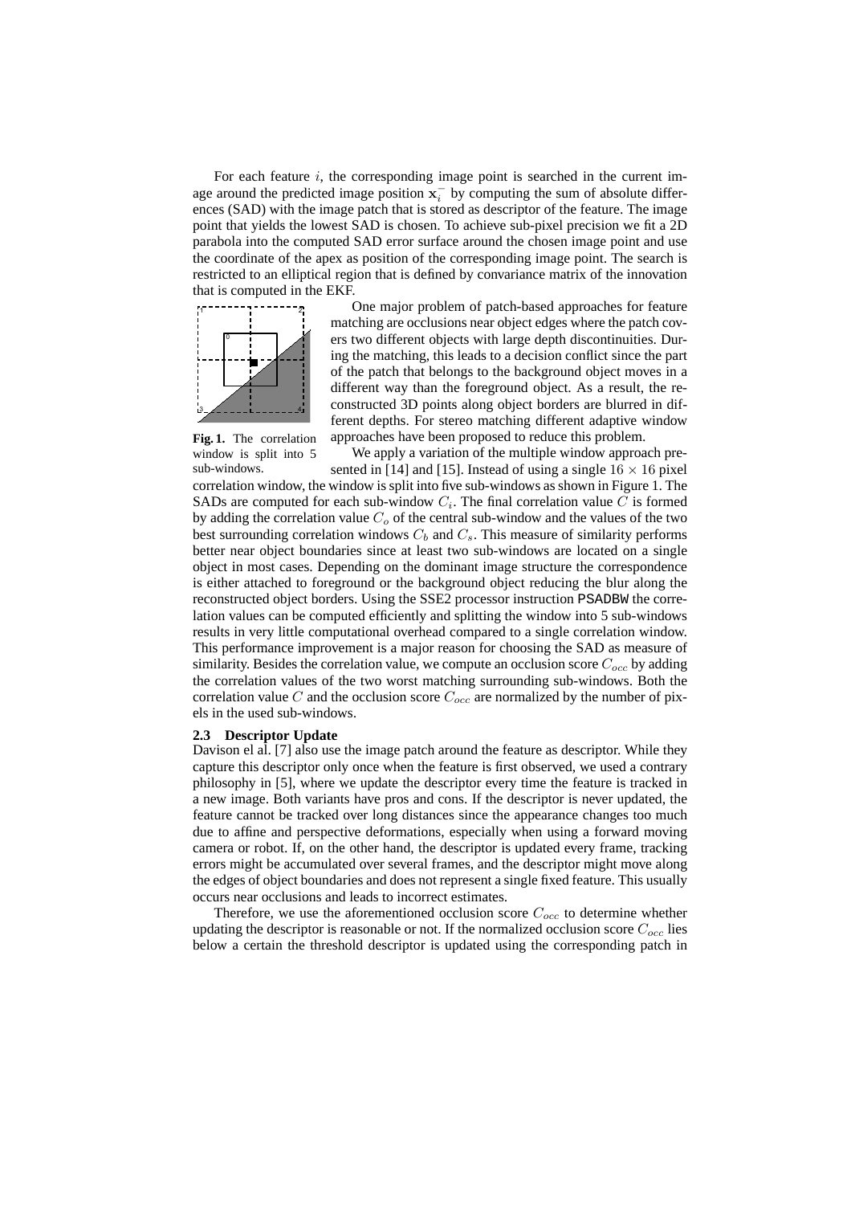For each feature $i$, the corresponding image point is searched in the current image around the predicted image position $\mathbf{x}_i^-$ by computing the sum of absolute differences (SAD) with the image patch that is stored as descriptor of the feature. The image point that yields the lowest SAD is chosen. To achieve sub-pixel precision we fit a 2D parabola into the computed SAD error surface around the chosen image point and use the coordinate of the apex as position of the corresponding image point. The search is restricted to an elliptical region that is defined by convariance matrix of the innovation that is computed in the EKF.

**Fig. 1.** The correlation window is split into 5 sub-windows.

One major problem of patch-based approaches for feature matching are occlusions near object edges where the patch covers two different objects with large depth discontinuities. During the matching, this leads to a decision conflict since the part of the patch that belongs to the background object moves in a different way than the foreground object. As a result, the reconstructed 3D points along object borders are blurred in different depths. For stereo matching different adaptive window approaches have been proposed to reduce this problem.

We apply a variation of the multiple window approach presented in [14] and [15]. Instead of using a single $16 \times 16$ pixel correlation window, the window is split into five sub-windows as shown in Figure 1. The SADs are computed for each sub-window $C_i$. The final correlation value $C$ is formed by adding the correlation value $C_o$ of the central sub-window and the values of the two best surrounding correlation windows $C_b$ and $C_s$. This measure of similarity performs better near object boundaries since at least two sub-windows are located on a single object in most cases. Depending on the dominant image structure the correspondence is either attached to foreground or the background object reducing the blur along the reconstructed object borders. Using the SSE2 processor instruction PSADBW the correlation values can be computed efficiently and splitting the window into 5 sub-windows results in very little computational overhead compared to a single correlation window. This performance improvement is a major reason for choosing the SAD as measure of similarity. Besides the correlation value, we compute an occlusion score $C_{occ}$ by adding the correlation values of the two worst matching surrounding sub-windows. Both the correlation value $C$ and the occlusion score $C_{occ}$ are normalized by the number of pixels in the used sub-windows.

### 2.3 Descriptor Update

Davison el al. [7] also use the image patch around the feature as descriptor. While they capture this descriptor only once when the feature is first observed, we used a contrary philosophy in [5], where we update the descriptor every time the feature is tracked in a new image. Both variants have pros and cons. If the descriptor is never updated, the feature cannot be tracked over long distances since the appearance changes too much due to affine and perspective deformations, especially when using a forward moving camera or robot. If, on the other hand, the descriptor is updated every frame, tracking errors might be accumulated over several frames, and the descriptor might move along the edges of object boundaries and does not represent a single fixed feature. This usually occurs near occlusions and leads to incorrect estimates.

Therefore, we use the aforementioned occlusion score $C_{occ}$ to determine whether updating the descriptor is reasonable or not. If the normalized occlusion score $C_{occ}$ lies below a certain the threshold descriptor is updated using the corresponding patch in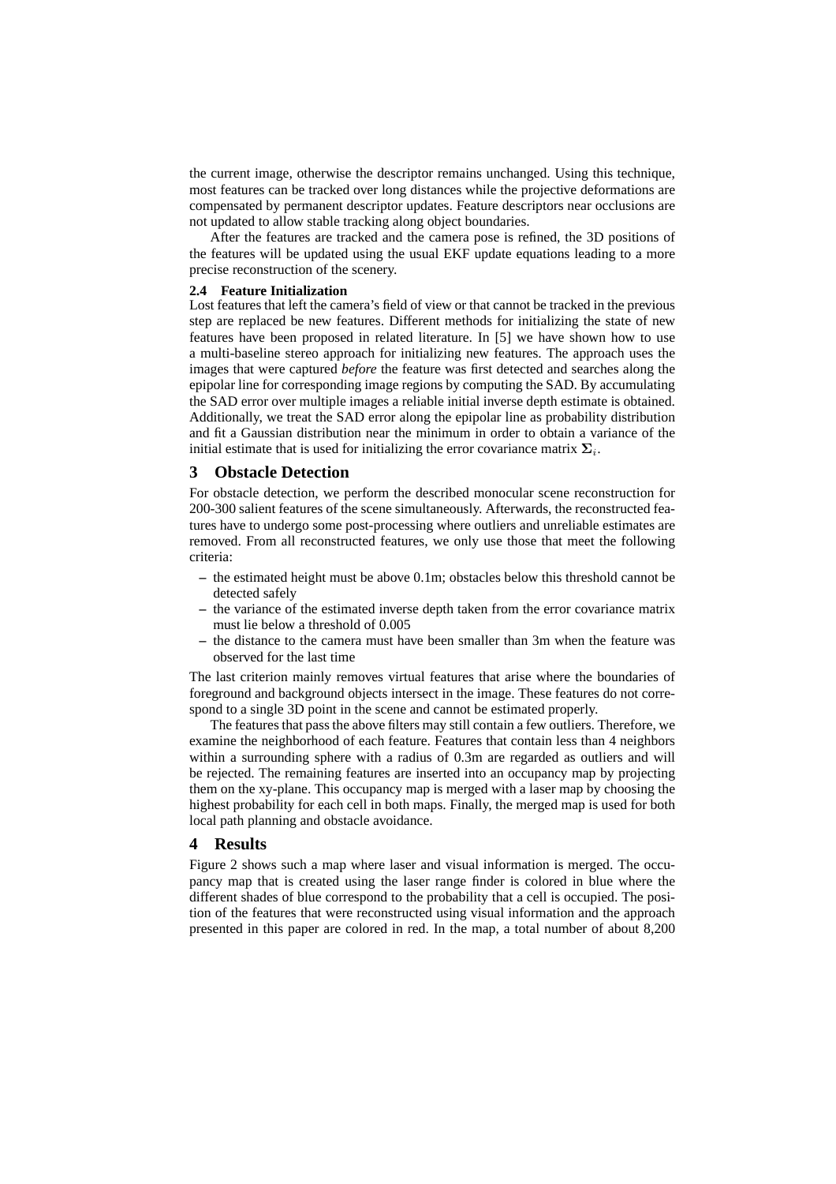the current image, otherwise the descriptor remains unchanged. Using this technique, most features can be tracked over long distances while the projective deformations are compensated by permanent descriptor updates. Feature descriptors near occlusions are not updated to allow stable tracking along object boundaries.

After the features are tracked and the camera pose is refined, the 3D positions of the features will be updated using the usual EKF update equations leading to a more precise reconstruction of the scenery.

### 2.4 Feature Initialization

Lost features that left the camera's field of view or that cannot be tracked in the previous step are replaced be new features. Different methods for initializing the state of new features have been proposed in related literature. In [5] we have shown how to use a multi-baseline stereo approach for initializing new features. The approach uses the images that were captured *before* the feature was first detected and searches along the epipolar line for corresponding image regions by computing the SAD. By accumulating the SAD error over multiple images a reliable initial inverse depth estimate is obtained. Additionally, we treat the SAD error along the epipolar line as probability distribution and fit a Gaussian distribution near the minimum in order to obtain a variance of the initial estimate that is used for initializing the error covariance matrix $\mathbf{\Sigma}_i$.

## 3 Obstacle Detection

For obstacle detection, we perform the described monocular scene reconstruction for 200-300 salient features of the scene simultaneously. Afterwards, the reconstructed features have to undergo some post-processing where outliers and unreliable estimates are removed. From all reconstructed features, we only use those that meet the following criteria:

- the estimated height must be above 0.1m; obstacles below this threshold cannot be detected safely
- the variance of the estimated inverse depth taken from the error covariance matrix must lie below a threshold of 0.005
- the distance to the camera must have been smaller than 3m when the feature was observed for the last time

The last criterion mainly removes virtual features that arise where the boundaries of foreground and background objects intersect in the image. These features do not correspond to a single 3D point in the scene and cannot be estimated properly.

The features that pass the above filters may still contain a few outliers. Therefore, we examine the neighborhood of each feature. Features that contain less than 4 neighbors within a surrounding sphere with a radius of 0.3m are regarded as outliers and will be rejected. The remaining features are inserted into an occupancy map by projecting them on the xy-plane. This occupancy map is merged with a laser map by choosing the highest probability for each cell in both maps. Finally, the merged map is used for both local path planning and obstacle avoidance.

## 4 Results

Figure 2 shows such a map where laser and visual information is merged. The occupancy map that is created using the laser range finder is colored in blue where the different shades of blue correspond to the probability that a cell is occupied. The position of the features that were reconstructed using visual information and the approach presented in this paper are colored in red. In the map, a total number of about 8,200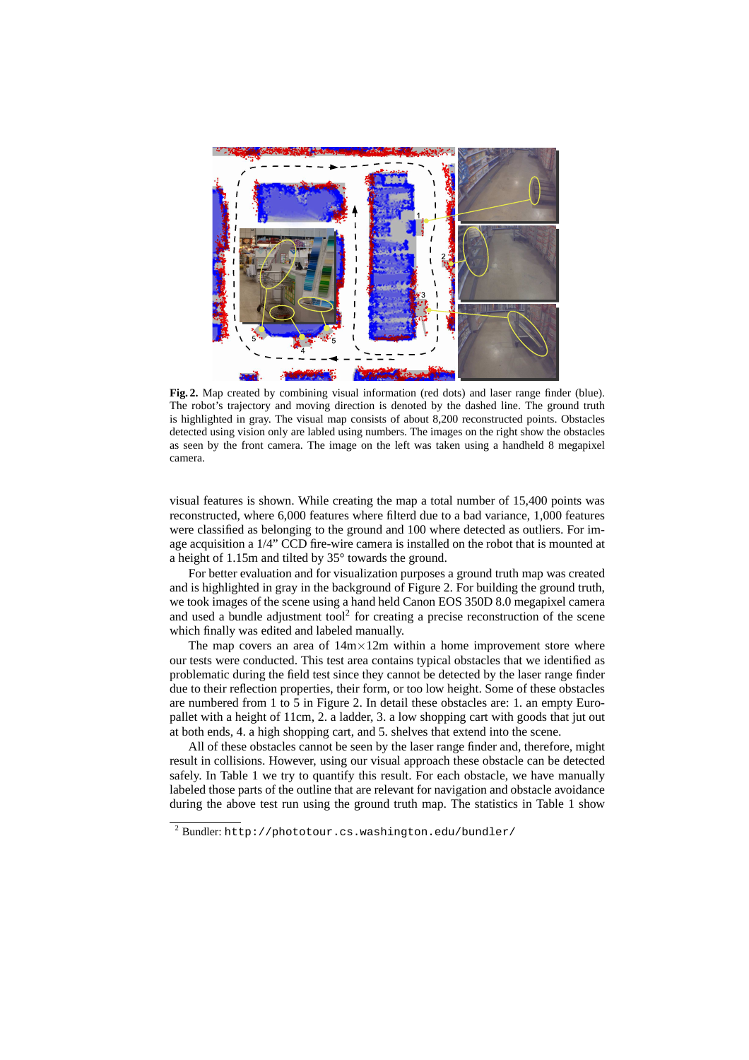**Fig. 2.** Map created by combining visual information (red dots) and laser range finder (blue). The robot's trajectory and moving direction is denoted by the dashed line. The ground truth is highlighted in gray. The visual map consists of about 8,200 reconstructed points. Obstacles detected using vision only are labled using numbers. The images on the right show the obstacles as seen by the front camera. The image on the left was taken using a handheld 8 megapixel camera.

visual features is shown. While creating the map a total number of 15,400 points was reconstructed, where 6,000 features where filterd due to a bad variance, 1,000 features were classified as belonging to the ground and 100 where detected as outliers. For image acquisition a 1/4" CCD fire-wire camera is installed on the robot that is mounted at a height of 1.15m and tilted by 35° towards the ground.

For better evaluation and for visualization purposes a ground truth map was created and is highlighted in gray in the background of Figure 2. For building the ground truth, we took images of the scene using a hand held Canon EOS 350D 8.0 megapixel camera and used a bundle adjustment tool[2] for creating a precise reconstruction of the scene which finally was edited and labeled manually.

The map covers an area of 14m×12m within a home improvement store where our tests were conducted. This test area contains typical obstacles that we identified as problematic during the field test since they cannot be detected by the laser range finder due to their reflection properties, their form, or too low height. Some of these obstacles are numbered from 1 to 5 in Figure 2. In detail these obstacles are: 1. an empty Euro-pallet with a height of 11cm, 2. a ladder, 3. a low shopping cart with goods that jut out at both ends, 4. a high shopping cart, and 5. shelves that extend into the scene.

All of these obstacles cannot be seen by the laser range finder and, therefore, might result in collisions. However, using our visual approach these obstacle can be detected safely. In Table 1 we try to quantify this result. For each obstacle, we have manually labeled those parts of the outline that are relevant for navigation and obstacle avoidance during the above test run using the ground truth map. The statistics in Table 1 show

---

[2] Bundler: `http://phototour.cs.washington.edu/bundler/`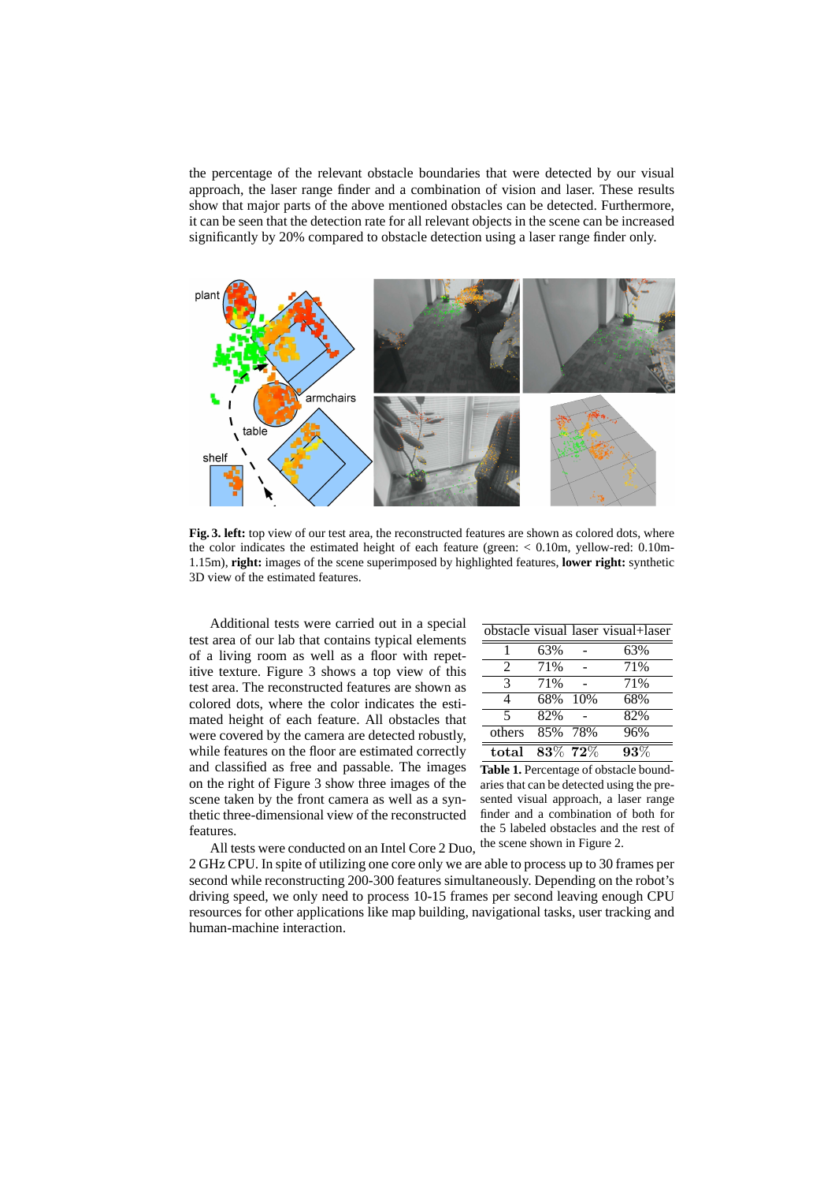the percentage of the relevant obstacle boundaries that were detected by our visual approach, the laser range finder and a combination of vision and laser. These results show that major parts of the above mentioned obstacles can be detected. Furthermore, it can be seen that the detection rate for all relevant objects in the scene can be increased significantly by 20% compared to obstacle detection using a laser range finder only.

**Fig. 3. left:** top view of our test area, the reconstructed features are shown as colored dots, where the color indicates the estimated height of each feature (green: < 0.10m, yellow-red: 0.10m-1.15m), **right:** images of the scene superimposed by highlighted features, **lower right:** synthetic 3D view of the estimated features.

Additional tests were carried out in a special test area of our lab that contains typical elements of a living room as well as a floor with repetitive texture. Figure 3 shows a top view of this test area. The reconstructed features are shown as colored dots, where the color indicates the estimated height of each feature. All obstacles that were covered by the camera are detected robustly, while features on the floor are estimated correctly and classified as free and passable. The images on the right of Figure 3 show three images of the scene taken by the front camera as well as a synthetic three-dimensional view of the reconstructed features.

| obstacle | visual | laser | visual+laser |
|---|---|---|---|
| 1 | 63% | - | 63% |
| 2 | 71% | - | 71% |
| 3 | 71% | - | 71% |
| 4 | 68% | 10% | 68% |
| 5 | 82% | - | 82% |
| others | 85% | 78% | 96% |
| **total** | **83%** | **72%** | **93%** |

**Table 1.** Percentage of obstacle boundaries that can be detected using the presented visual approach, a laser range finder and a combination of both for the 5 labeled obstacles and the rest of the scene shown in Figure 2.

All tests were conducted on an Intel Core 2 Duo, 2 GHz CPU. In spite of utilizing one core only we are able to process up to 30 frames per second while reconstructing 200-300 features simultaneously. Depending on the robot's driving speed, we only need to process 10-15 frames per second leaving enough CPU resources for other applications like map building, navigational tasks, user tracking and human-machine interaction.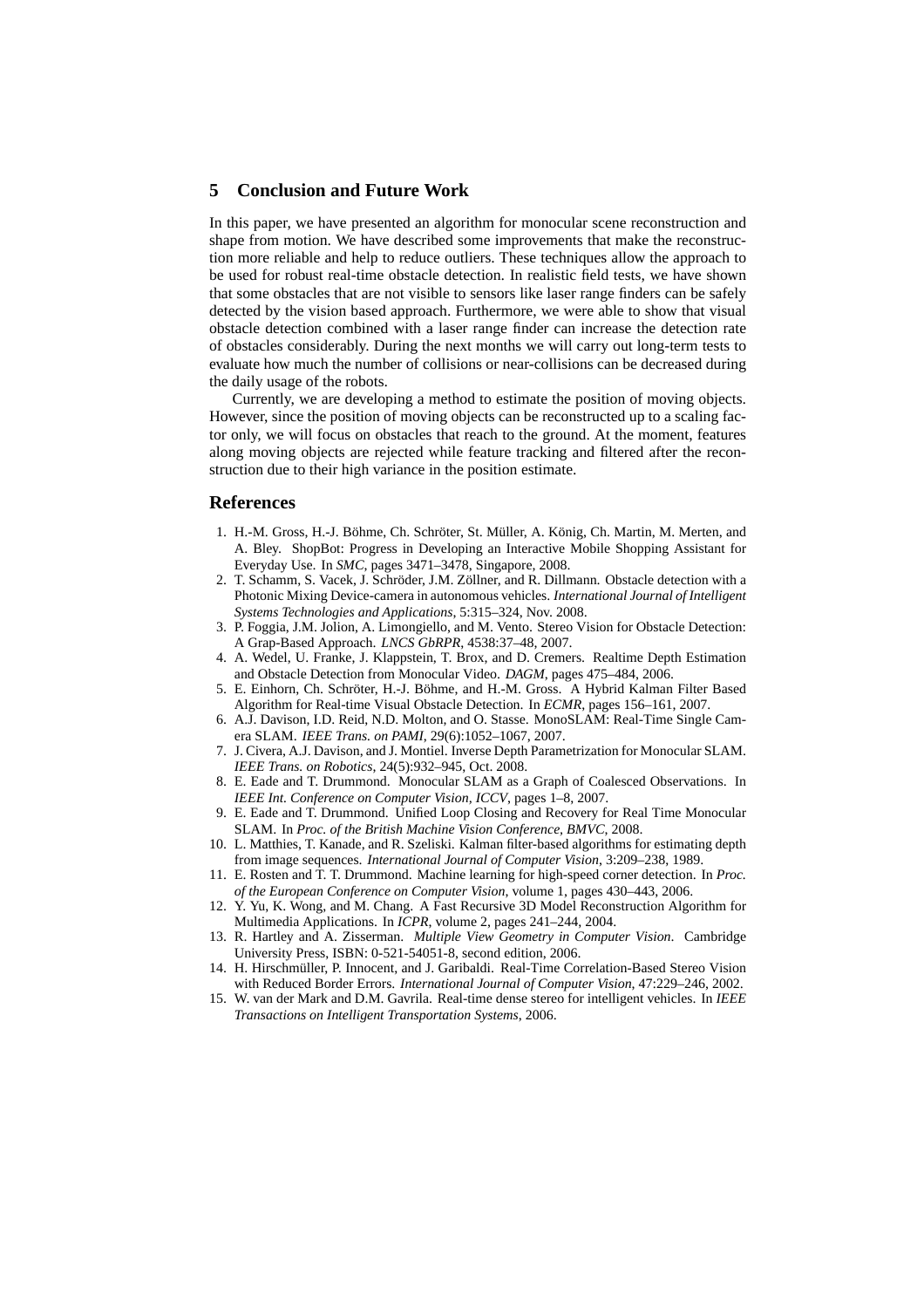## 5 Conclusion and Future Work

In this paper, we have presented an algorithm for monocular scene reconstruction and shape from motion. We have described some improvements that make the reconstruction more reliable and help to reduce outliers. These techniques allow the approach to be used for robust real-time obstacle detection. In realistic field tests, we have shown that some obstacles that are not visible to sensors like laser range finders can be safely detected by the vision based approach. Furthermore, we were able to show that visual obstacle detection combined with a laser range finder can increase the detection rate of obstacles considerably. During the next months we will carry out long-term tests to evaluate how much the number of collisions or near-collisions can be decreased during the daily usage of the robots.

Currently, we are developing a method to estimate the position of moving objects. However, since the position of moving objects can be reconstructed up to a scaling factor only, we will focus on obstacles that reach to the ground. At the moment, features along moving objects are rejected while feature tracking and filtered after the reconstruction due to their high variance in the position estimate.

## References

1. H.-M. Gross, H.-J. Böhme, Ch. Schröter, St. Müller, A. König, Ch. Martin, M. Merten, and A. Bley. ShopBot: Progress in Developing an Interactive Mobile Shopping Assistant for Everyday Use. In *SMC*, pages 3471–3478, Singapore, 2008.
2. T. Schamm, S. Vacek, J. Schröder, J.M. Zöllner, and R. Dillmann. Obstacle detection with a Photonic Mixing Device-camera in autonomous vehicles. *International Journal of Intelligent Systems Technologies and Applications*, 5:315–324, Nov. 2008.
3. P. Foggia, J.M. Jolion, A. Limongiello, and M. Vento. Stereo Vision for Obstacle Detection: A Grap-Based Approach. *LNCS GbRPR*, 4538:37–48, 2007.
4. A. Wedel, U. Franke, J. Klappstein, T. Brox, and D. Cremers. Realtime Depth Estimation and Obstacle Detection from Monocular Video. *DAGM*, pages 475–484, 2006.
5. E. Einhorn, Ch. Schröter, H.-J. Böhme, and H.-M. Gross. A Hybrid Kalman Filter Based Algorithm for Real-time Visual Obstacle Detection. In *ECMR*, pages 156–161, 2007.
6. A.J. Davison, I.D. Reid, N.D. Molton, and O. Stasse. MonoSLAM: Real-Time Single Camera SLAM. *IEEE Trans. on PAMI*, 29(6):1052–1067, 2007.
7. J. Civera, A.J. Davison, and J. Montiel. Inverse Depth Parametrization for Monocular SLAM. *IEEE Trans. on Robotics*, 24(5):932–945, Oct. 2008.
8. E. Eade and T. Drummond. Monocular SLAM as a Graph of Coalesced Observations. In *IEEE Int. Conference on Computer Vision, ICCV*, pages 1–8, 2007.
9. E. Eade and T. Drummond. Unified Loop Closing and Recovery for Real Time Monocular SLAM. In *Proc. of the British Machine Vision Conference, BMVC*, 2008.
10. L. Matthies, T. Kanade, and R. Szeliski. Kalman filter-based algorithms for estimating depth from image sequences. *International Journal of Computer Vision*, 3:209–238, 1989.
11. E. Rosten and T. T. Drummond. Machine learning for high-speed corner detection. In *Proc. of the European Conference on Computer Vision*, volume 1, pages 430–443, 2006.
12. Y. Yu, K. Wong, and M. Chang. A Fast Recursive 3D Model Reconstruction Algorithm for Multimedia Applications. In *ICPR*, volume 2, pages 241–244, 2004.
13. R. Hartley and A. Zisserman. *Multiple View Geometry in Computer Vision*. Cambridge University Press, ISBN: 0-521-54051-8, second edition, 2006.
14. H. Hirschmüller, P. Innocent, and J. Garibaldi. Real-Time Correlation-Based Stereo Vision with Reduced Border Errors. *International Journal of Computer Vision*, 47:229–246, 2002.
15. W. van der Mark and D.M. Gavrila. Real-time dense stereo for intelligent vehicles. In *IEEE Transactions on Intelligent Transportation Systems*, 2006.